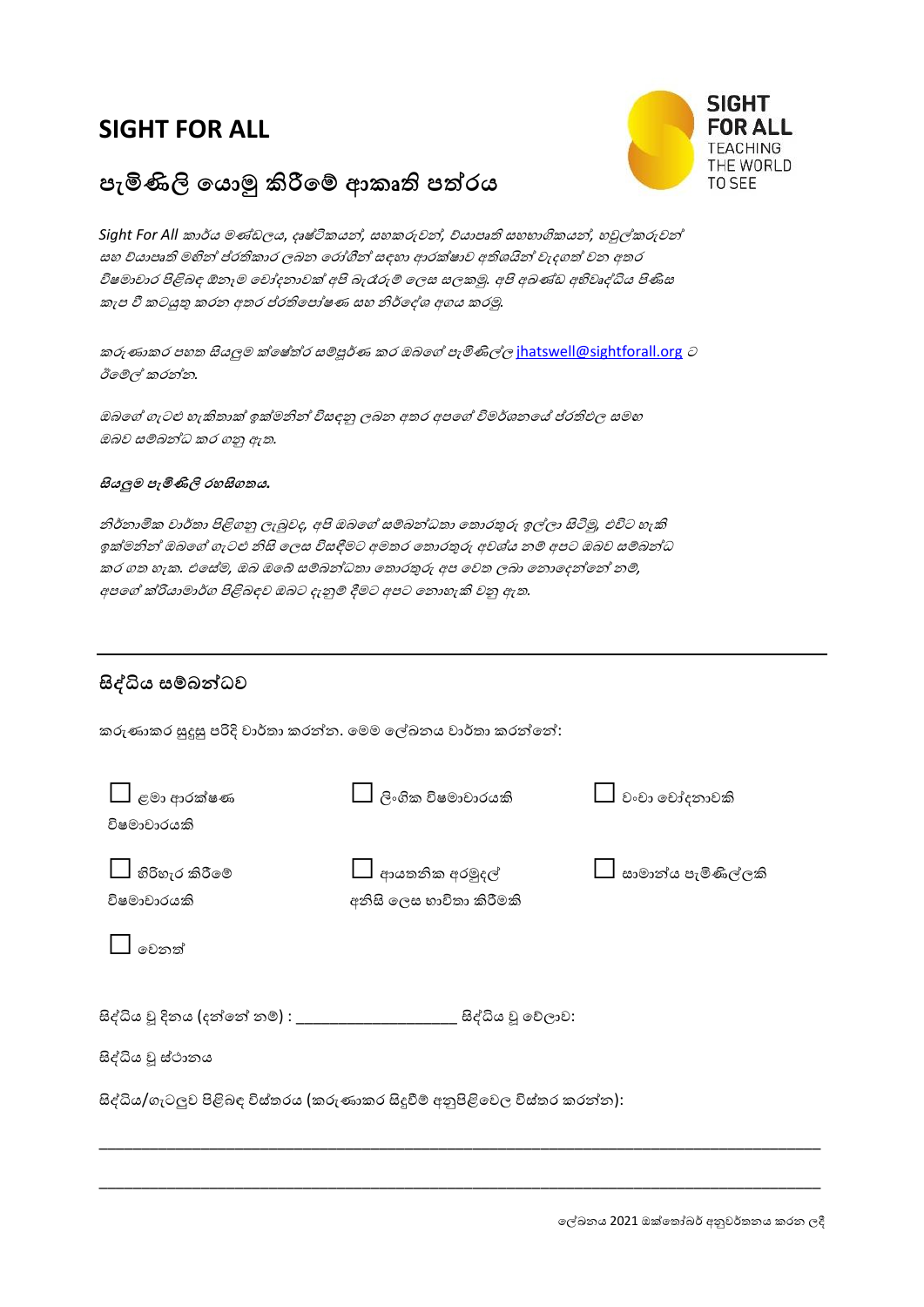# SIGHT FOR ALL

SIGHT FOR ALL
TEACHING THE WORLD TO SEE

## පැමිණිලි යොමු කිරීමේ ආකෘති පත්රය

*Sight For All කාර්ය මණ්ඩලය, දෘෂ්ටිකයන්, සහකරුවන්, ව්යාපෘති සහභාගිකයන්, හවුල්කරුවන් සහ ව්යාපෘති මගින් ප්රතිකාර ලබන රෝගීන් සඳහා ආරක්ෂාව අතිශයින් වැදගත් වන අතර විෂමාචාර පිළිබඳ ඕනෑම චෝදනාවක් අපි බැරෑරුම් ලෙස සලකමු. අපි අඛණ්ඩ අභිවෘද්ධිය පිණිස කැප වී කටයුතු කරන අතර ප්රතිපෝෂණ සහ නිර්දේශ අගය කරමු.*

*කරුණාකර පහත සියලුම ක්ෂේත්ර සම්පූර්ණ කර ඔබගේ පැමිණිල්ල jhatswell@sightforall.org ට ඊමේල් කරන්න.*

*ඔබගේ ගැටළු හැකිතාක් ඉක්මනින් විසඳනු ලබන අතර අපගේ විමර්ශනයේ ප්රතිඵල සමඟ ඔබව සම්බන්ධ කර ගනු ඇත.*

***සියලුම පැමිණිලි රහසිගතය.***

*නිර්නාමික වාර්තා පිළිගනු ලැබුවද, අපි ඔබගේ සම්බන්ධතා තොරතුරු ඉල්ලා සිටිමු, එවිට හැකි ඉක්මනින් ඔබගේ ගැටළු නිසි ලෙස විසඳීමට අමතර තොරතුරු අවශ්ය නම් අපට ඔබව සම්බන්ධ කර ගත හැක. එසේම, ඔබ ඔබේ සම්බන්ධතා තොරතුරු අප වෙත ලබා නොදෙන්නේ නම්, අපගේ ක්රියාමාර්ග පිළිබඳව ඔබට දැනුම් දීමට අපට නොහැකි වනු ඇත.*

---

## සිද්ධිය සම්බන්ධව

කරුණාකර සුදුසු පරිදි වාර්තා කරන්න. මෙම ලේඛනය වාර්තා කරන්නේ:

- ☐ ළමා ආරක්ෂණ විෂමාචාරයකි
- ☐ ලිංගික විෂමාචාරයකි
- ☐ වංචා චෝදනාවකි
- ☐ හිරිහැර කිරීමේ විෂමාචාරයකි
- ☐ ආයතනික අරමුදල් අනිසි ලෙස භාවිතා කිරීමකි
- ☐ සාමාන්ය පැමිණිල්ලකි
- ☐ වෙනත්

සිද්ධිය වූ දිනය (දන්නේ නම්) : ____________________ සිද්ධිය වූ වේලාව:

සිද්ධිය වූ ස්ථානය

සිද්ධිය/ගැටලුව පිළිබඳ විස්තරය (කරුණාකර සිදුවීම් අනුපිළිවෙල විස්තර කරන්න):

_______________________________________________________________________________

_______________________________________________________________________________

ලේඛනය 2021 ඔක්තෝබර් අනුවර්තනය කරන ලදී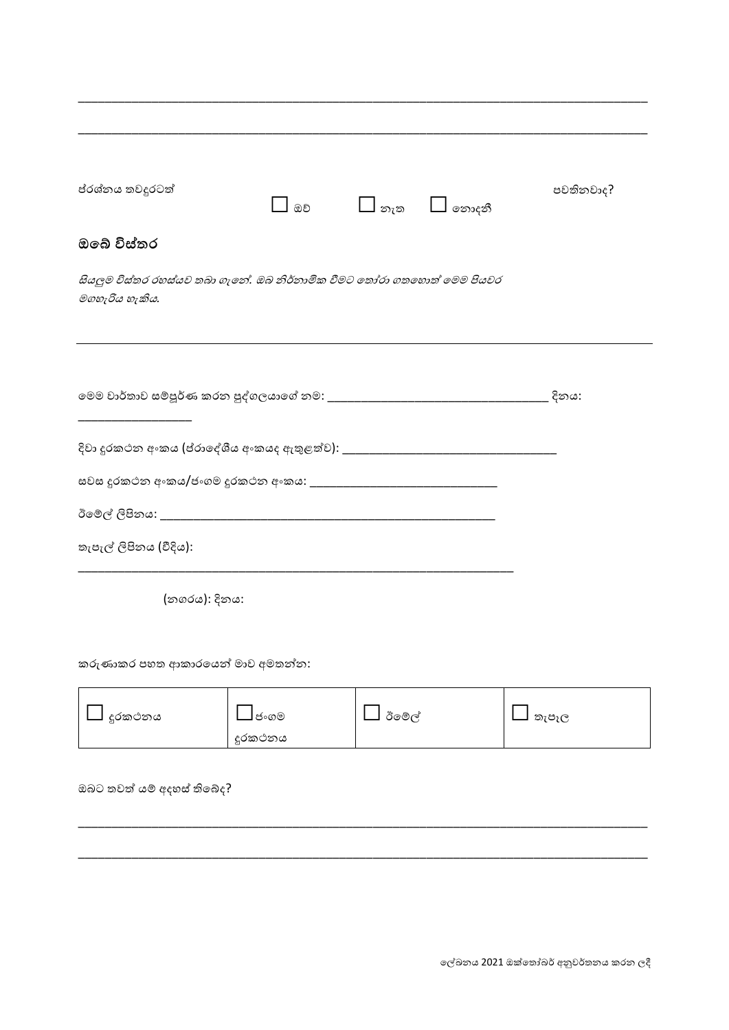\_\_\_\_\_\_\_\_\_\_\_\_\_\_\_\_\_\_\_\_\_\_\_\_\_\_\_\_\_\_\_\_\_\_\_\_\_\_\_\_\_\_\_\_\_\_\_\_\_\_\_\_\_\_\_\_\_\_\_\_\_\_\_\_\_\_\_\_\_\_\_\_\_\_\_\_\_\_\_\_\_\_\_\_\_\_\_\_\_\_

\_\_\_\_\_\_\_\_\_\_\_\_\_\_\_\_\_\_\_\_\_\_\_\_\_\_\_\_\_\_\_\_\_\_\_\_\_\_\_\_\_\_\_\_\_\_\_\_\_\_\_\_\_\_\_\_\_\_\_\_\_\_\_\_\_\_\_\_\_\_\_\_\_\_\_\_\_\_\_\_\_\_\_\_\_\_\_\_\_\_

ප්‍රශ්නය තවදුරටත් පවතිනවාද?

☐ ඔව් ☐ නැත ☐ නොදනී

## ඔබේ විස්තර

*සියලුම විස්තර රහස්‍යව තබා ගැනේ. ඔබ නිර්නාමික වීමට තෝරා ගතහොත් මෙම පියවර මගහැරිය හැකිය.*

---

මෙම වාර්තාව සම්පූර්ණ කරන පුද්ගලයාගේ නම: \_\_\_\_\_\_\_\_\_\_\_\_\_\_\_\_\_\_\_\_\_\_\_\_\_\_\_\_\_\_\_\_\_\_\_\_ දිනය: \_\_\_\_\_\_\_\_\_\_\_\_\_\_\_\_\_\_\_\_

දිවා දුරකථන අංකය (ප්‍රාදේශීය අංකයද ඇතුළත්ව): \_\_\_\_\_\_\_\_\_\_\_\_\_\_\_\_\_\_\_\_\_\_\_\_\_\_\_\_\_\_\_\_\_\_\_\_

සවස දුරකථන අංකය/ජංගම දුරකථන අංකය: \_\_\_\_\_\_\_\_\_\_\_\_\_\_\_\_\_\_\_\_\_\_\_\_\_\_\_\_\_\_\_\_

ඊමේල් ලිපිනය: \_\_\_\_\_\_\_\_\_\_\_\_\_\_\_\_\_\_\_\_\_\_\_\_\_\_\_\_\_\_\_\_\_\_\_\_\_\_\_\_\_\_\_\_\_\_\_\_\_\_\_\_\_\_\_\_

තැපැල් ලිපිනය (වීදිය): \_\_\_\_\_\_\_\_\_\_\_\_\_\_\_\_\_\_\_\_\_\_\_\_\_\_\_\_\_\_\_\_\_\_\_\_\_\_\_\_\_\_\_\_\_\_\_\_\_\_\_\_\_\_\_\_\_\_\_\_\_\_\_\_\_\_\_\_\_\_\_\_

(නගරය): දිනය:

කරුණාකර පහත ආකාරයෙන් මාව අමතන්න:

| ☐ දුරකථනය | ☐ ජංගම දුරකථනය | ☐ ඊමේල් | ☐ තැපැල |
|---|---|---|---|

ඔබට තවත් යම් අදහස් තිබේද?

\_\_\_\_\_\_\_\_\_\_\_\_\_\_\_\_\_\_\_\_\_\_\_\_\_\_\_\_\_\_\_\_\_\_\_\_\_\_\_\_\_\_\_\_\_\_\_\_\_\_\_\_\_\_\_\_\_\_\_\_\_\_\_\_\_\_\_\_\_\_\_\_\_\_\_\_\_\_\_\_\_\_\_\_\_\_\_\_\_\_

\_\_\_\_\_\_\_\_\_\_\_\_\_\_\_\_\_\_\_\_\_\_\_\_\_\_\_\_\_\_\_\_\_\_\_\_\_\_\_\_\_\_\_\_\_\_\_\_\_\_\_\_\_\_\_\_\_\_\_\_\_\_\_\_\_\_\_\_\_\_\_\_\_\_\_\_\_\_\_\_\_\_\_\_\_\_\_\_\_\_

ලේඛනය 2021 ඔක්තෝබර් අනුවර්තනය කරන ලදී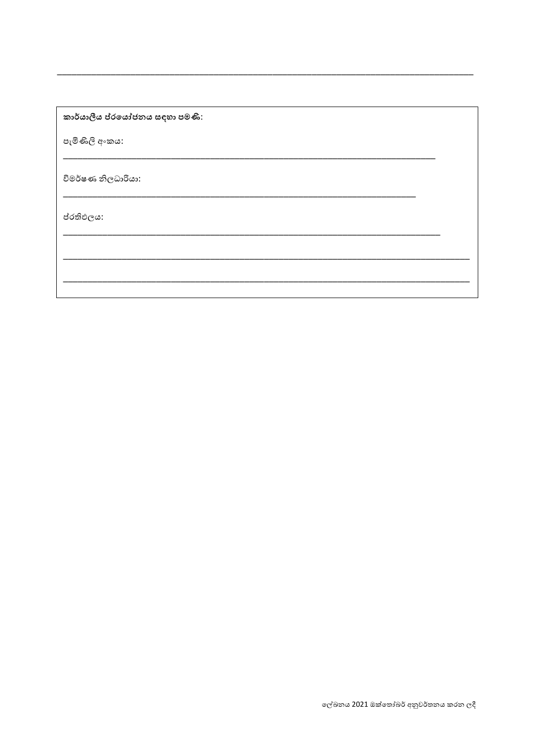---

**කාර්යාලීය ප්‍රයෝජනය සඳහා පමණි:**

පැමිණිලි අංකය:

______________________________________________________________________________

විමර්ශණ නිලධාරියා:

______________________________________________________________________________

ප්‍රතිඵලය:

______________________________________________________________________________

______________________________________________________________________________

______________________________________________________________________________

ලේඛනය 2021 ඔක්තෝබර් අනුවර්තනය කරන ලදී